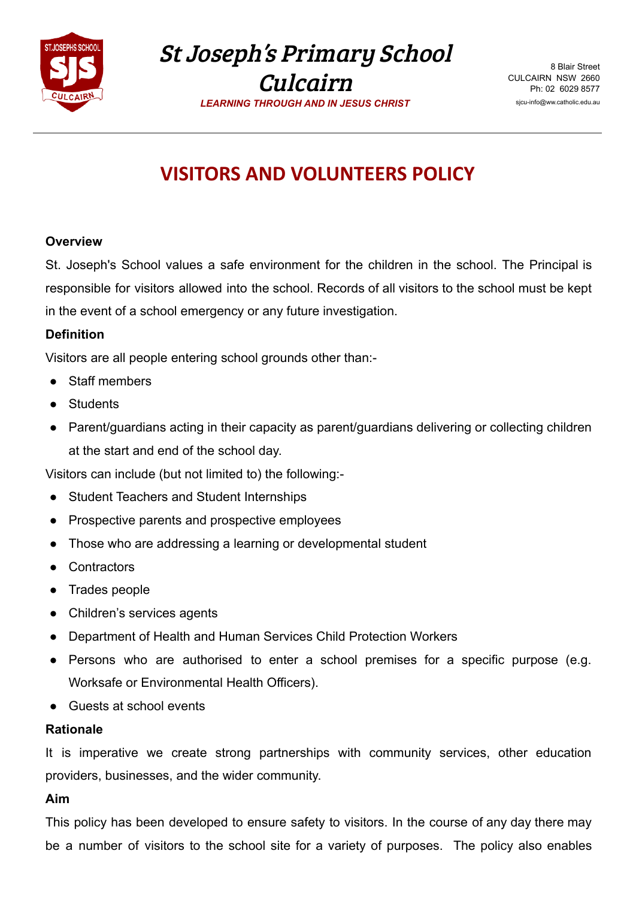# St Joseph's Primary School Culcairn

*LEARNING THROUGH AND IN JESUS CHRIST*

8 Blair Street
CULCAIRN NSW 2660
Ph: 02 6029 8577
sjcu-info@ww.catholic.edu.au

## VISITORS AND VOLUNTEERS POLICY

**Overview**

St. Joseph's School values a safe environment for the children in the school. The Principal is responsible for visitors allowed into the school. Records of all visitors to the school must be kept in the event of a school emergency or any future investigation.

**Definition**

Visitors are all people entering school grounds other than:-

- Staff members
- Students
- Parent/guardians acting in their capacity as parent/guardians delivering or collecting children at the start and end of the school day.

Visitors can include (but not limited to) the following:-

- Student Teachers and Student Internships
- Prospective parents and prospective employees
- Those who are addressing a learning or developmental student
- Contractors
- Trades people
- Children's services agents
- Department of Health and Human Services Child Protection Workers
- Persons who are authorised to enter a school premises for a specific purpose (e.g. Worksafe or Environmental Health Officers).
- Guests at school events

**Rationale**

It is imperative we create strong partnerships with community services, other education providers, businesses, and the wider community.

**Aim**

This policy has been developed to ensure safety to visitors. In the course of any day there may be a number of visitors to the school site for a variety of purposes. The policy also enables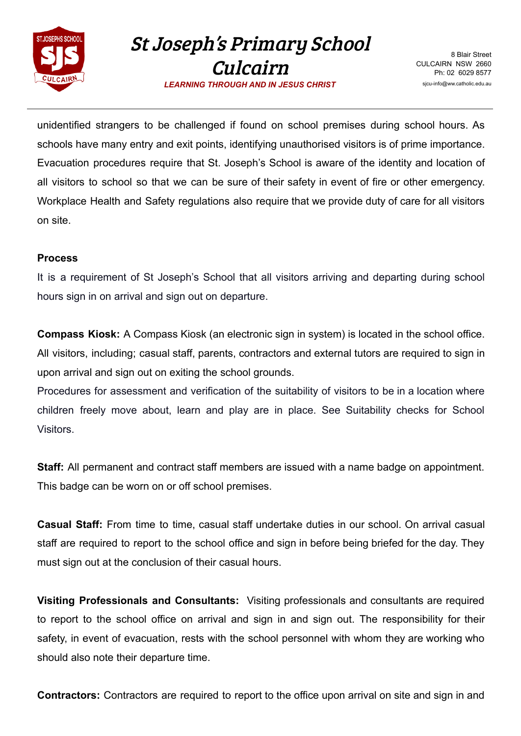unidentified strangers to be challenged if found on school premises during school hours. As schools have many entry and exit points, identifying unauthorised visitors is of prime importance. Evacuation procedures require that St. Joseph's School is aware of the identity and location of all visitors to school so that we can be sure of their safety in event of fire or other emergency. Workplace Health and Safety regulations also require that we provide duty of care for all visitors on site.

**Process**

It is a requirement of St Joseph's School that all visitors arriving and departing during school hours sign in on arrival and sign out on departure.

**Compass Kiosk:** A Compass Kiosk (an electronic sign in system) is located in the school office. All visitors, including; casual staff, parents, contractors and external tutors are required to sign in upon arrival and sign out on exiting the school grounds.

Procedures for assessment and verification of the suitability of visitors to be in a location where children freely move about, learn and play are in place. See Suitability checks for School Visitors.

**Staff:** All permanent and contract staff members are issued with a name badge on appointment. This badge can be worn on or off school premises.

**Casual Staff:** From time to time, casual staff undertake duties in our school. On arrival casual staff are required to report to the school office and sign in before being briefed for the day. They must sign out at the conclusion of their casual hours.

**Visiting Professionals and Consultants:** Visiting professionals and consultants are required to report to the school office on arrival and sign in and sign out. The responsibility for their safety, in event of evacuation, rests with the school personnel with whom they are working who should also note their departure time.

**Contractors:** Contractors are required to report to the office upon arrival on site and sign in and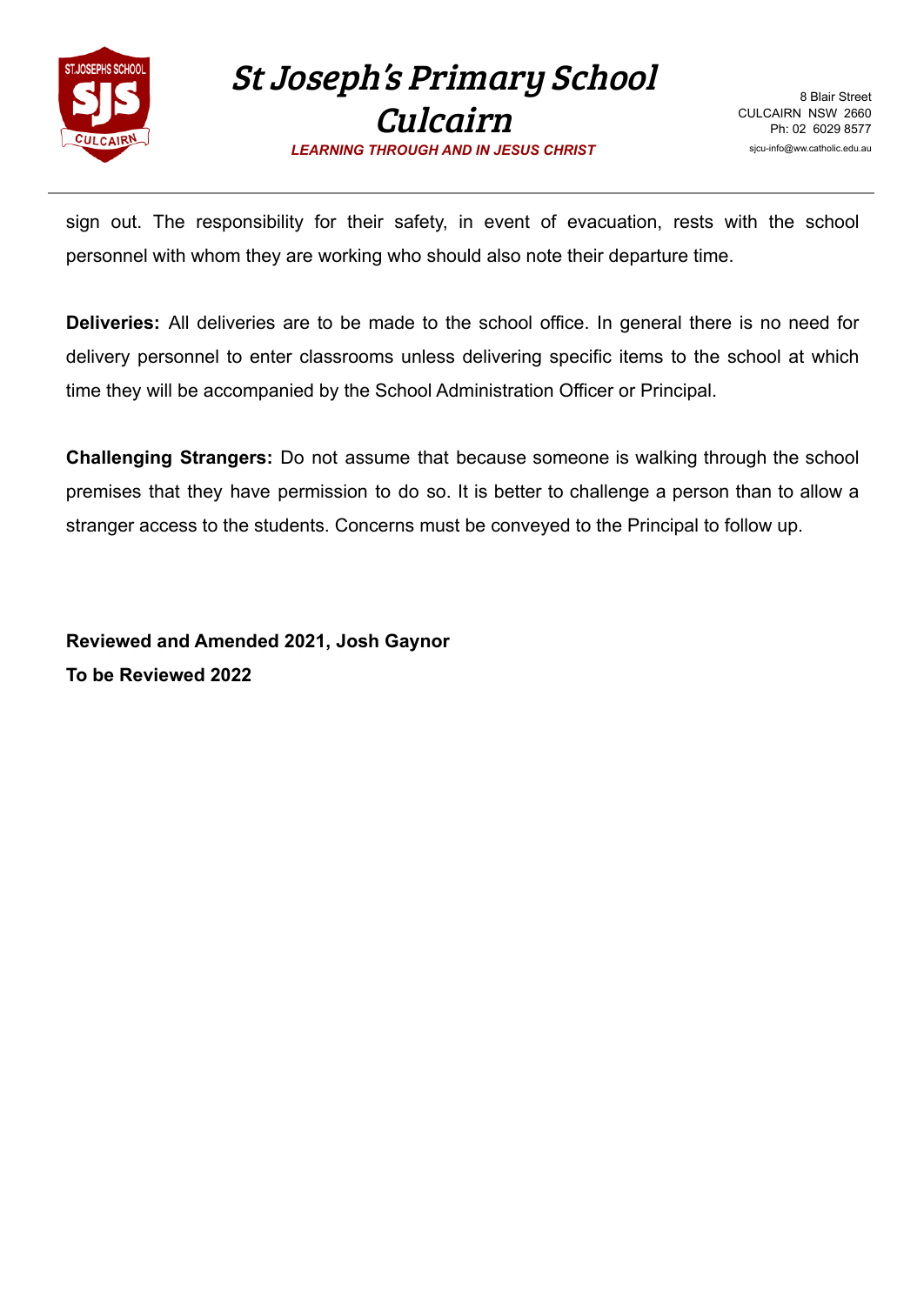sign out. The responsibility for their safety, in event of evacuation, rests with the school personnel with whom they are working who should also note their departure time.

**Deliveries:** All deliveries are to be made to the school office. In general there is no need for delivery personnel to enter classrooms unless delivering specific items to the school at which time they will be accompanied by the School Administration Officer or Principal.

**Challenging Strangers:** Do not assume that because someone is walking through the school premises that they have permission to do so. It is better to challenge a person than to allow a stranger access to the students. Concerns must be conveyed to the Principal to follow up.

**Reviewed and Amended 2021, Josh Gaynor**
**To be Reviewed 2022**